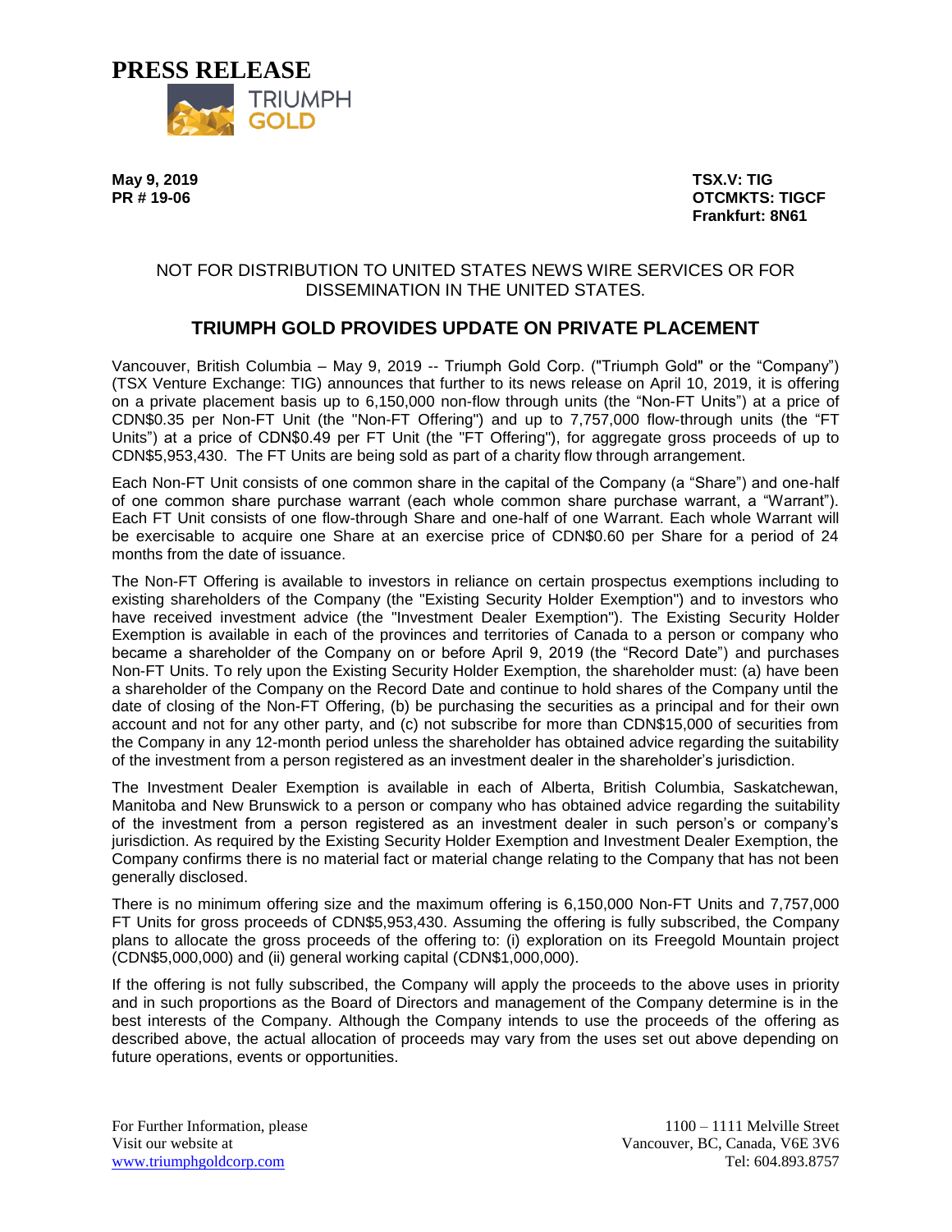# PRESS RELEASE

TRIUMPH GOLD

**May 9, 2019**
**PR # 19-06**

**TSX.V: TIG**
**OTCMKTS: TIGCF**
**Frankfurt: 8N61**

NOT FOR DISTRIBUTION TO UNITED STATES NEWS WIRE SERVICES OR FOR DISSEMINATION IN THE UNITED STATES.

## TRIUMPH GOLD PROVIDES UPDATE ON PRIVATE PLACEMENT

Vancouver, British Columbia – May 9, 2019 -- Triumph Gold Corp. ("Triumph Gold" or the "Company") (TSX Venture Exchange: TIG) announces that further to its news release on April 10, 2019, it is offering on a private placement basis up to 6,150,000 non-flow through units (the "Non-FT Units") at a price of CDN$0.35 per Non-FT Unit (the "Non-FT Offering") and up to 7,757,000 flow-through units (the "FT Units") at a price of CDN$0.49 per FT Unit (the "FT Offering"), for aggregate gross proceeds of up to CDN$5,953,430. The FT Units are being sold as part of a charity flow through arrangement.

Each Non-FT Unit consists of one common share in the capital of the Company (a "Share") and one-half of one common share purchase warrant (each whole common share purchase warrant, a "Warrant"). Each FT Unit consists of one flow-through Share and one-half of one Warrant. Each whole Warrant will be exercisable to acquire one Share at an exercise price of CDN$0.60 per Share for a period of 24 months from the date of issuance.

The Non-FT Offering is available to investors in reliance on certain prospectus exemptions including to existing shareholders of the Company (the "Existing Security Holder Exemption") and to investors who have received investment advice (the "Investment Dealer Exemption"). The Existing Security Holder Exemption is available in each of the provinces and territories of Canada to a person or company who became a shareholder of the Company on or before April 9, 2019 (the "Record Date") and purchases Non-FT Units. To rely upon the Existing Security Holder Exemption, the shareholder must: (a) have been a shareholder of the Company on the Record Date and continue to hold shares of the Company until the date of closing of the Non-FT Offering, (b) be purchasing the securities as a principal and for their own account and not for any other party, and (c) not subscribe for more than CDN$15,000 of securities from the Company in any 12-month period unless the shareholder has obtained advice regarding the suitability of the investment from a person registered as an investment dealer in the shareholder's jurisdiction.

The Investment Dealer Exemption is available in each of Alberta, British Columbia, Saskatchewan, Manitoba and New Brunswick to a person or company who has obtained advice regarding the suitability of the investment from a person registered as an investment dealer in such person's or company's jurisdiction. As required by the Existing Security Holder Exemption and Investment Dealer Exemption, the Company confirms there is no material fact or material change relating to the Company that has not been generally disclosed.

There is no minimum offering size and the maximum offering is 6,150,000 Non-FT Units and 7,757,000 FT Units for gross proceeds of CDN$5,953,430. Assuming the offering is fully subscribed, the Company plans to allocate the gross proceeds of the offering to: (i) exploration on its Freegold Mountain project (CDN$5,000,000) and (ii) general working capital (CDN$1,000,000).

If the offering is not fully subscribed, the Company will apply the proceeds to the above uses in priority and in such proportions as the Board of Directors and management of the Company determine is in the best interests of the Company. Although the Company intends to use the proceeds of the offering as described above, the actual allocation of proceeds may vary from the uses set out above depending on future operations, events or opportunities.

For Further Information, please
Visit our website at
www.triumphgoldcorp.com

1100 – 1111 Melville Street
Vancouver, BC, Canada, V6E 3V6
Tel: 604.893.8757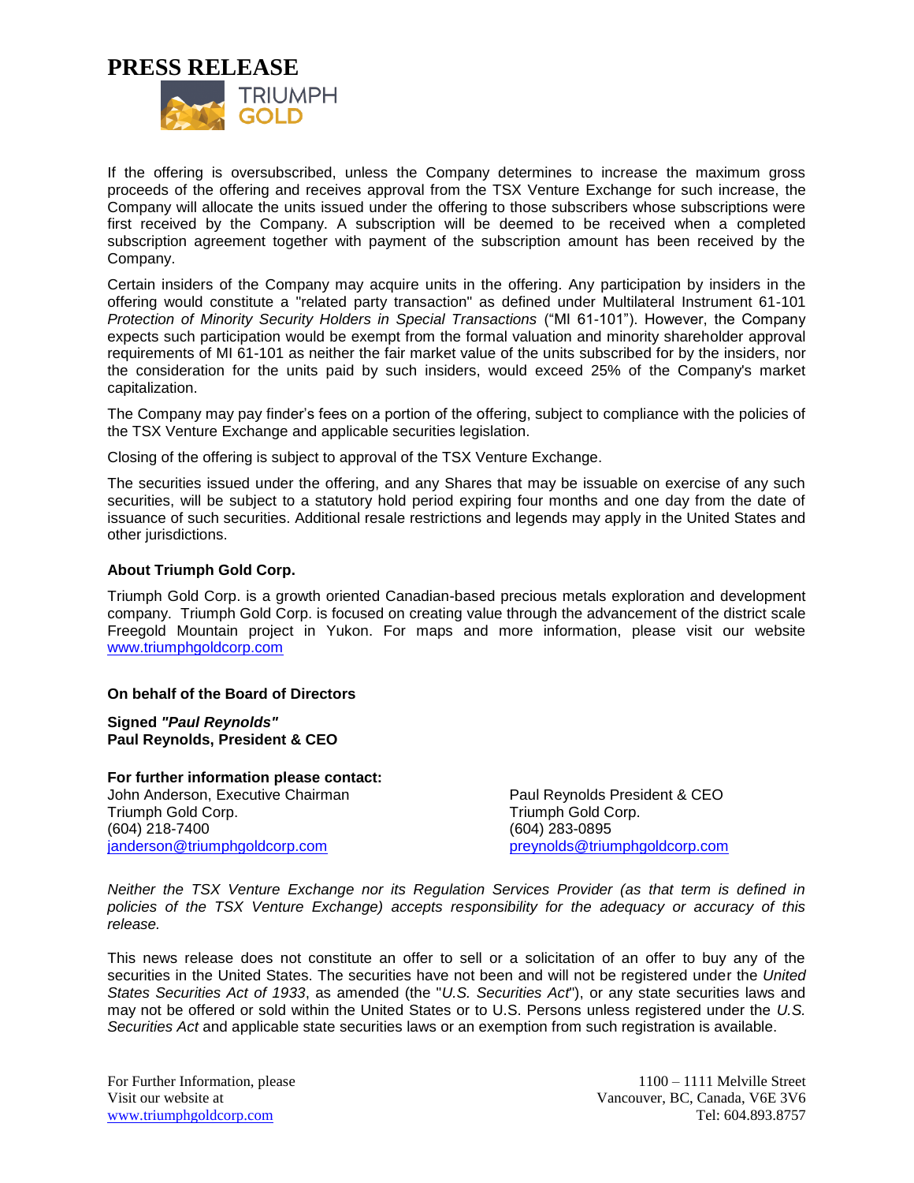If the offering is oversubscribed, unless the Company determines to increase the maximum gross proceeds of the offering and receives approval from the TSX Venture Exchange for such increase, the Company will allocate the units issued under the offering to those subscribers whose subscriptions were first received by the Company. A subscription will be deemed to be received when a completed subscription agreement together with payment of the subscription amount has been received by the Company.

Certain insiders of the Company may acquire units in the offering. Any participation by insiders in the offering would constitute a "related party transaction" as defined under Multilateral Instrument 61-101 *Protection of Minority Security Holders in Special Transactions* ("MI 61-101"). However, the Company expects such participation would be exempt from the formal valuation and minority shareholder approval requirements of MI 61-101 as neither the fair market value of the units subscribed for by the insiders, nor the consideration for the units paid by such insiders, would exceed 25% of the Company's market capitalization.

The Company may pay finder's fees on a portion of the offering, subject to compliance with the policies of the TSX Venture Exchange and applicable securities legislation.

Closing of the offering is subject to approval of the TSX Venture Exchange.

The securities issued under the offering, and any Shares that may be issuable on exercise of any such securities, will be subject to a statutory hold period expiring four months and one day from the date of issuance of such securities. Additional resale restrictions and legends may apply in the United States and other jurisdictions.

**About Triumph Gold Corp.**

Triumph Gold Corp. is a growth oriented Canadian-based precious metals exploration and development company. Triumph Gold Corp. is focused on creating value through the advancement of the district scale Freegold Mountain project in Yukon. For maps and more information, please visit our website www.triumphgoldcorp.com

**On behalf of the Board of Directors**

**Signed *"Paul Reynolds"***
**Paul Reynolds, President & CEO**

**For further information please contact:**

John Anderson, Executive Chairman
Triumph Gold Corp.
(604) 218-7400
janderson@triumphgoldcorp.com

Paul Reynolds President & CEO
Triumph Gold Corp.
(604) 283-0895
preynolds@triumphgoldcorp.com

*Neither the TSX Venture Exchange nor its Regulation Services Provider (as that term is defined in policies of the TSX Venture Exchange) accepts responsibility for the adequacy or accuracy of this release.*

This news release does not constitute an offer to sell or a solicitation of an offer to buy any of the securities in the United States. The securities have not been and will not be registered under the *United States Securities Act of 1933*, as amended (the "*U.S. Securities Act*"), or any state securities laws and may not be offered or sold within the United States or to U.S. Persons unless registered under the *U.S. Securities Act* and applicable state securities laws or an exemption from such registration is available.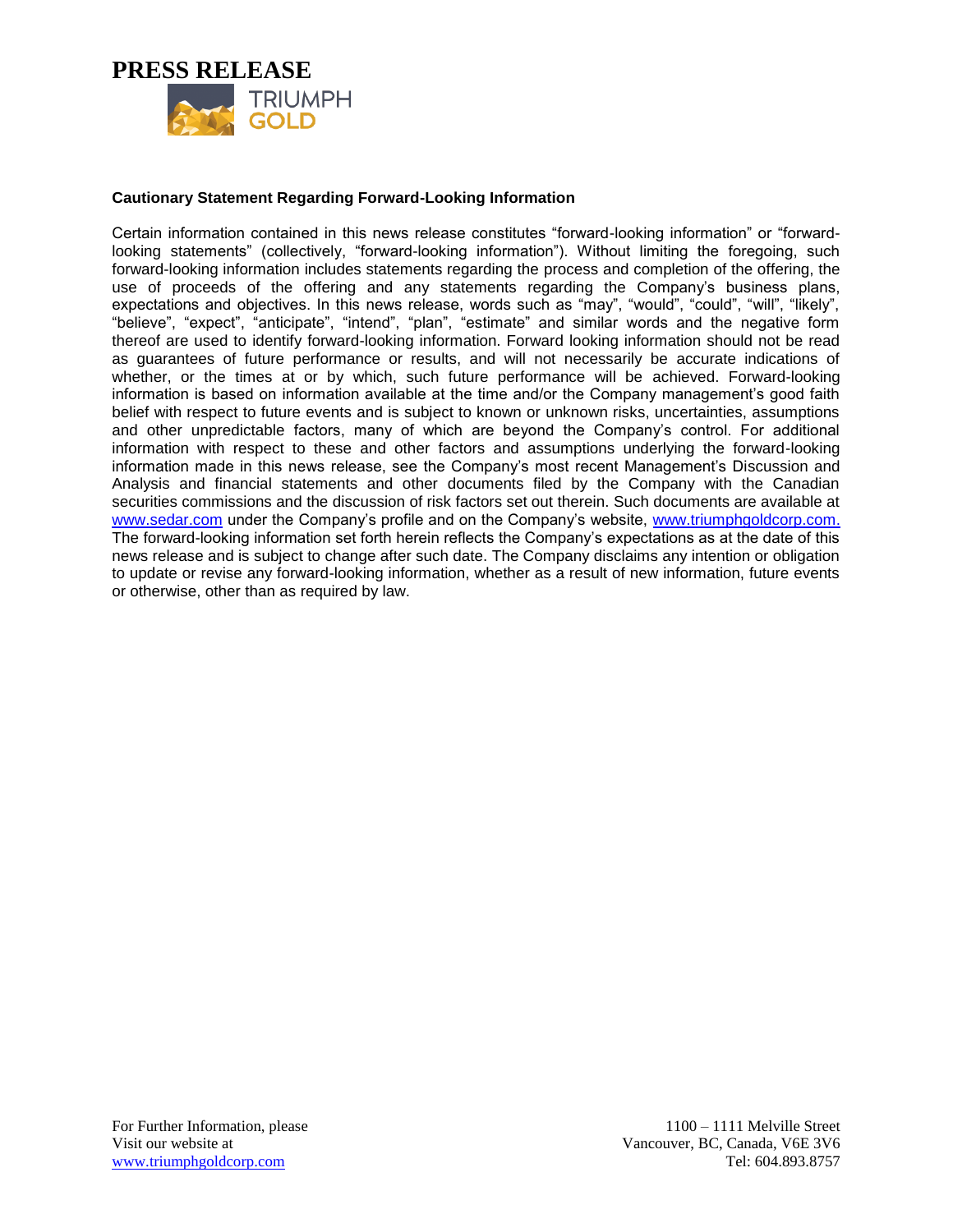**Cautionary Statement Regarding Forward-Looking Information**

Certain information contained in this news release constitutes "forward-looking information" or "forward-looking statements" (collectively, "forward-looking information"). Without limiting the foregoing, such forward-looking information includes statements regarding the process and completion of the offering, the use of proceeds of the offering and any statements regarding the Company's business plans, expectations and objectives. In this news release, words such as "may", "would", "could", "will", "likely", "believe", "expect", "anticipate", "intend", "plan", "estimate" and similar words and the negative form thereof are used to identify forward-looking information. Forward looking information should not be read as guarantees of future performance or results, and will not necessarily be accurate indications of whether, or the times at or by which, such future performance will be achieved. Forward-looking information is based on information available at the time and/or the Company management's good faith belief with respect to future events and is subject to known or unknown risks, uncertainties, assumptions and other unpredictable factors, many of which are beyond the Company's control. For additional information with respect to these and other factors and assumptions underlying the forward-looking information made in this news release, see the Company's most recent Management's Discussion and Analysis and financial statements and other documents filed by the Company with the Canadian securities commissions and the discussion of risk factors set out therein. Such documents are available at www.sedar.com under the Company's profile and on the Company's website, www.triumphgoldcorp.com. The forward-looking information set forth herein reflects the Company's expectations as at the date of this news release and is subject to change after such date. The Company disclaims any intention or obligation to update or revise any forward-looking information, whether as a result of new information, future events or otherwise, other than as required by law.